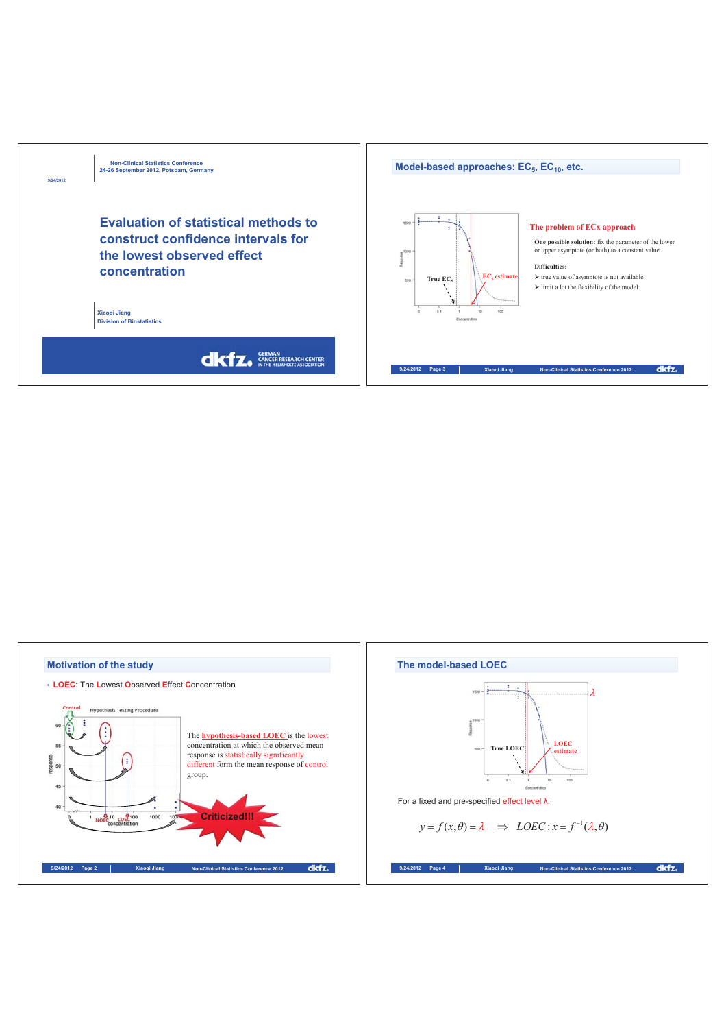Non-Clinical Statistics Conference
24-26 September 2012, Potsdam, Germany

# Evaluation of statistical methods to construct confidence intervals for the lowest observed effect concentration

Xiaoqi Jiang
Division of Biostatistics

## Model-based approaches: $EC_5$, $EC_{10}$, etc.

True $EC_5$

$EC_5$ estimate

**The problem of ECx approach**

**One possible solution:** fix the parameter of the lower or upper asymptote (or both) to a constant value

**Difficulties:**

- true value of asymptote is not available
- limit a lot the flexibility of the model

## Motivation of the study

- **LOEC**: The **L**owest **O**bserved **E**ffect **C**oncentration

Hypothesis Testing Procedure

The **hypothesis-based LOEC** is the lowest concentration at which the observed mean response is statistically significantly different form the mean response of control group.

Criticized!!!

## The model-based LOEC

True LOEC

LOEC estimate

For a fixed and pre-specified effect level $\lambda$:

$$y = f(x,\theta) = \lambda \quad \Rightarrow \quad LOEC : x = f^{-1}(\lambda,\theta)$$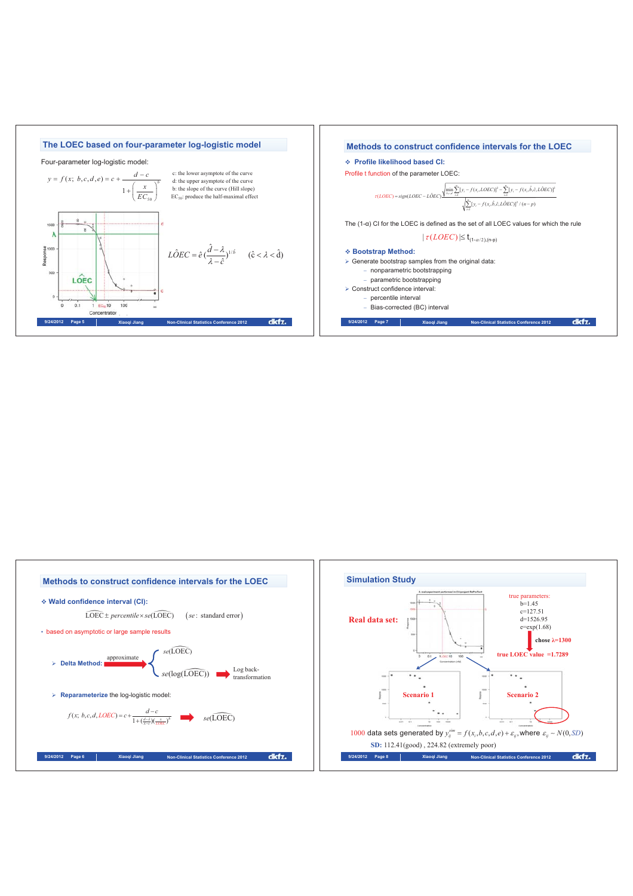## The LOEC based on four-parameter log-logistic model

Four-parameter log-logistic model:

$$y = f(x;\ b,c,d,e) = c + \frac{d-c}{1+\left(\frac{x}{EC_{50}}\right)^{b}}$$

c: the lower asymptote of the curve
d: the upper asymptote of the curve
b: the slope of the curve (Hill slope)
$EC_{50}$: produce the half-maximal effect

$$\hat{LOEC} = \hat{e}\,\left(\frac{\hat{d}-\lambda}{\lambda-\hat{c}}\right)^{1/\hat{b}} \qquad (\hat{c} < \lambda < \hat{d})$$

## Methods to construct confidence intervals for the LOEC

❖ **Profile likelihood based CI:**

Profile t function of the parameter LOEC:

$$\tau(LOEC) = sign(LOEC - \hat{LOEC})\frac{\sqrt{\min\limits_{b,c,d}\sum_{i=1}^{n}[y_i - f(x_i, LOEC)]^2 - \sum_{i=1}^{n}[y_i - f(x_i, \hat{b}, \hat{c}, \hat{LOEC})]^2}}{\sqrt{\sum_{i=1}^{n}[y_i - f(x_i, \hat{b}, \hat{c}, \hat{d}, \hat{LOEC})]^2/(n-p)}}$$

The (1-α) CI for the LOEC is defined as the set of all LOEC values for which the rule

$$|\tau(LOEC)| \le t_{(1-\alpha/2),(n-p)}$$

❖ **Bootstrap Method:**

- Generate bootstrap samples from the original data:
  - nonparametric bootstrapping
  - parametric bootstrapping
- Construct confidence interval:
  - percentile interval
  - Bias-corrected (BC) interval

## Methods to construct confidence intervals for the LOEC

❖ **Wald confidence interval (CI):**

$$\widehat{LOEC} \pm percentile \times se(\widehat{LOEC}) \qquad (se:\ \text{standard error})$$

- based on asymptotic or large sample results

- **Delta Method:** approximate → $se(\widehat{LOEC})$ ; $se(\log(\widehat{LOEC}))$ → Log back-transformation
- **Reparameterize** the log-logistic model:

$$f(x;\ b,c,d,LOEC) = c + \frac{d-c}{1+\left(\frac{d-\lambda}{\lambda-c}\right)\left(\frac{x}{LOEC}\right)^{b}} \Rightarrow se(\widehat{LOEC})$$

## Simulation Study

**Real data set:**

true parameters:
b=1.45
c=127.51
d=1526.95
e=exp(1.68)

chose λ=1300

true LOEC value =1.7289

Scenario 1 &nbsp;&nbsp;&nbsp; Scenario 2

1000 data sets generated by $y_{ij}^{sim} = f(x_i, b, c, d, e) + \varepsilon_{ij}$, where $\varepsilon_{ij} \sim N(0, SD)$

**SD:** 112.41(good) , 224.82 (extremely poor)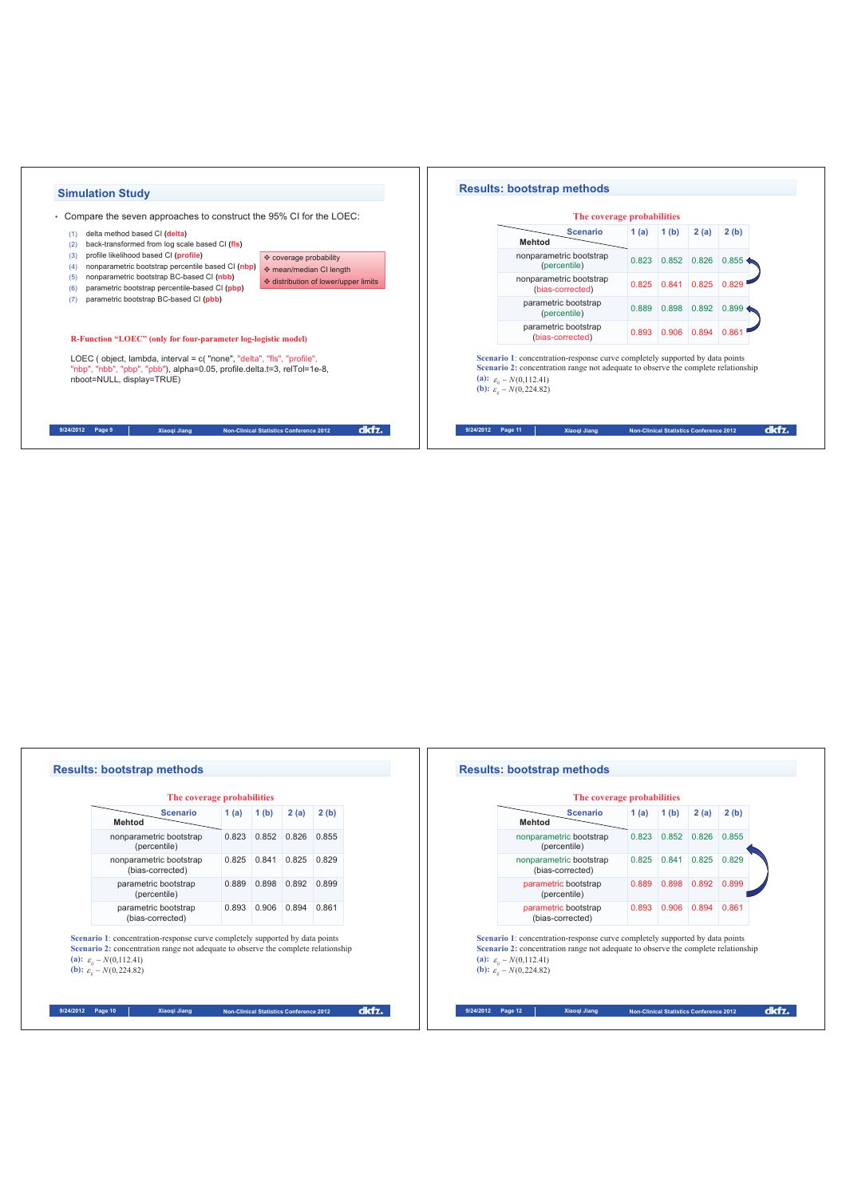## Simulation Study

- Compare the seven approaches to construct the 95% CI for the LOEC:
  1. delta method based CI (**delta**)
  2. back-transformed from log scale based CI (**fls**)
  3. profile likelihood based CI (**profile**)
  4. nonparametric bootstrap percentile based CI (**nbp**)
  5. nonparametric bootstrap BC-based CI (**nbb**)
  6. parametric bootstrap percentile-based CI (**pbp**)
  7. parametric bootstrap BC-based CI (**pbb**)

- coverage probability
- mean/median CI length
- distribution of lower/upper limits

**R-Function "LOEC" (only for four-parameter log-logistic model)**

```
LOEC ( object, lambda, interval = c( "none", "delta", "fls", "profile",
"nbp", "nbb", "pbp", "pbb"), alpha=0.05, profile.delta.t=3, relTol=1e-8,
nboot=NULL, display=TRUE)
```

## Results: bootstrap methods

**The coverage probabilities**

| Mehtod \ Scenario | 1 (a) | 1 (b) | 2 (a) | 2 (b) |
|---|---|---|---|---|
| nonparametric bootstrap (percentile) | 0.823 | 0.852 | 0.826 | 0.855 |
| nonparametric bootstrap (bias-corrected) | 0.825 | 0.841 | 0.825 | 0.829 |
| parametric bootstrap (percentile) | 0.889 | 0.898 | 0.892 | 0.899 |
| parametric bootstrap (bias-corrected) | 0.893 | 0.906 | 0.894 | 0.861 |

**Scenario 1**: concentration-response curve completely supported by data points
**Scenario 2**: concentration range not adequate to observe the complete relationship
**(a)**: $\varepsilon_{ij} \sim N(0, 112.41)$
**(b)**: $\varepsilon_{ij} \sim N(0, 224.82)$

## Results: bootstrap methods

**The coverage probabilities**

| Mehtod \ Scenario | 1 (a) | 1 (b) | 2 (a) | 2 (b) |
|---|---|---|---|---|
| nonparametric bootstrap (percentile) | 0.823 | 0.852 | 0.826 | 0.855 |
| nonparametric bootstrap (bias-corrected) | 0.825 | 0.841 | 0.825 | 0.829 |
| parametric bootstrap (percentile) | 0.889 | 0.898 | 0.892 | 0.899 |
| parametric bootstrap (bias-corrected) | 0.893 | 0.906 | 0.894 | 0.861 |

**Scenario 1**: concentration-response curve completely supported by data points
**Scenario 2**: concentration range not adequate to observe the complete relationship
**(a)**: $\varepsilon_{ij} \sim N(0, 112.41)$
**(b)**: $\varepsilon_{ij} \sim N(0, 224.82)$

## Results: bootstrap methods

**The coverage probabilities**

| Mehtod \ Scenario | 1 (a) | 1 (b) | 2 (a) | 2 (b) |
|---|---|---|---|---|
| nonparametric bootstrap (percentile) | 0.823 | 0.852 | 0.826 | 0.855 |
| nonparametric bootstrap (bias-corrected) | 0.825 | 0.841 | 0.825 | 0.829 |
| parametric bootstrap (percentile) | 0.889 | 0.898 | 0.892 | 0.899 |
| parametric bootstrap (bias-corrected) | 0.893 | 0.906 | 0.894 | 0.861 |

**Scenario 1**: concentration-response curve completely supported by data points
**Scenario 2**: concentration range not adequate to observe the complete relationship
**(a)**: $\varepsilon_{ij} \sim N(0, 112.41)$
**(b)**: $\varepsilon_{ij} \sim N(0, 224.82)$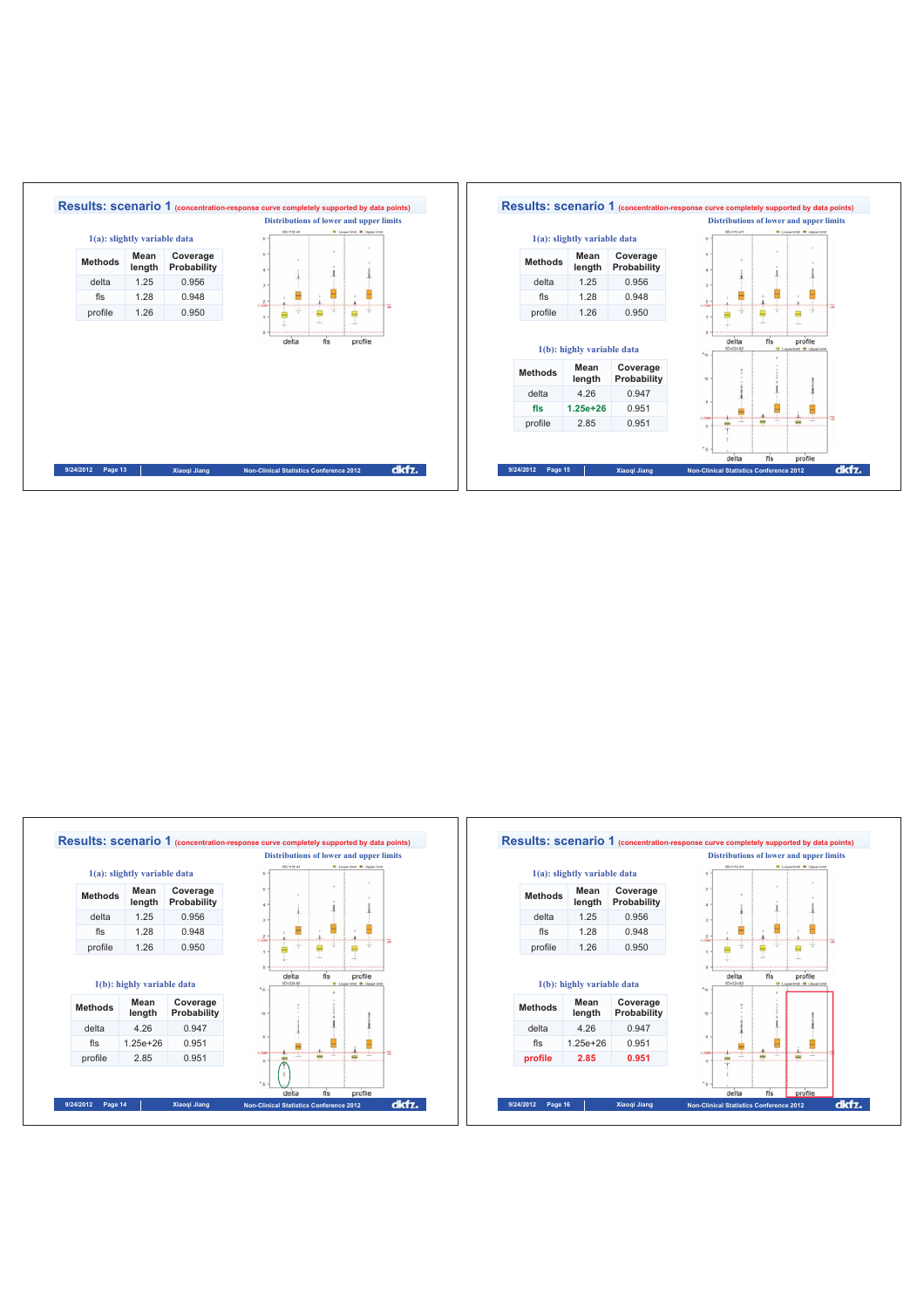## Results: scenario 1 (concentration-response curve completely supported by data points)

**1(a): slightly variable data**

| Methods | Mean length | Coverage Probability |
|---|---|---|
| delta | 1.25 | 0.956 |
| fls | 1.28 | 0.948 |
| profile | 1.26 | 0.950 |

Distributions of lower and upper limits

## Results: scenario 1 (concentration-response curve completely supported by data points)

**1(a): slightly variable data**

| Methods | Mean length | Coverage Probability |
|---|---|---|
| delta | 1.25 | 0.956 |
| fls | 1.28 | 0.948 |
| profile | 1.26 | 0.950 |

**1(b): highly variable data**

| Methods | Mean length | Coverage Probability |
|---|---|---|
| delta | 4.26 | 0.947 |
| **fls** | **1.25e+26** | 0.951 |
| profile | 2.85 | 0.951 |

Distributions of lower and upper limits

## Results: scenario 1 (concentration-response curve completely supported by data points)

**1(a): slightly variable data**

| Methods | Mean length | Coverage Probability |
|---|---|---|
| delta | 1.25 | 0.956 |
| fls | 1.28 | 0.948 |
| profile | 1.26 | 0.950 |

**1(b): highly variable data**

| Methods | Mean length | Coverage Probability |
|---|---|---|
| delta | 4.26 | 0.947 |
| fls | 1.25e+26 | 0.951 |
| profile | 2.85 | 0.951 |

Distributions of lower and upper limits

## Results: scenario 1 (concentration-response curve completely supported by data points)

**1(a): slightly variable data**

| Methods | Mean length | Coverage Probability |
|---|---|---|
| delta | 1.25 | 0.956 |
| fls | 1.28 | 0.948 |
| profile | 1.26 | 0.950 |

**1(b): highly variable data**

| Methods | Mean length | Coverage Probability |
|---|---|---|
| delta | 4.26 | 0.947 |
| fls | 1.25e+26 | 0.951 |
| **profile** | **2.85** | **0.951** |

Distributions of lower and upper limits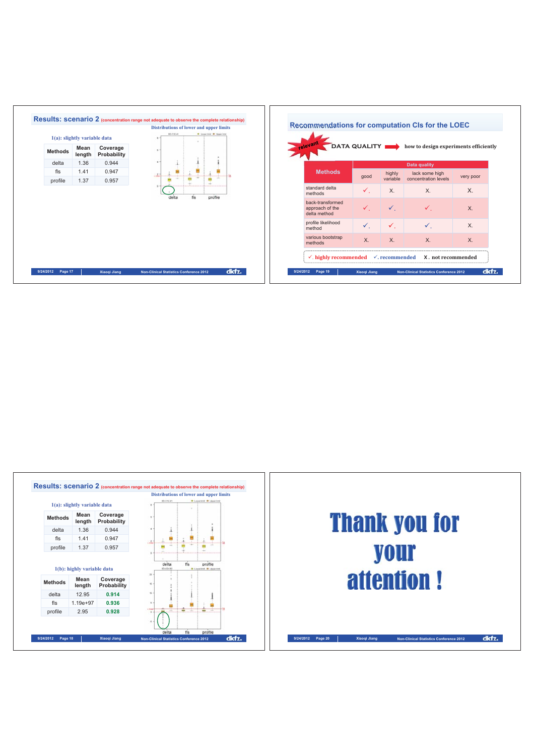## Results: scenario 2 (concentration range not adequate to observe the complete relationship)

1(a): slightly variable data

| Methods | Mean length | Coverage Probability |
|---|---|---|
| delta | 1.36 | 0.944 |
| fls | 1.41 | 0.947 |
| profile | 1.37 | 0.957 |

Distributions of lower and upper limits

delta fls profile

## Recommendations for computation CIs for the LOEC

relevant

DATA QUALITY → how to design experiments efficiently

| Methods | Data quality | | | |
|---|---|---|---|---|
| | good | highly variable | lack some high concentration levels | very poor |
| standard delta methods | ✓. | X. | X. | X. |
| back-transformed approach of the delta method | ✓. | ✓. | ✓. | X. |
| profile likelihood method | ✓. | ✓. | ✓. | X. |
| various bootstrap methods | X. | X. | X. | X. |

✓. highly recommended ✓. recommended X. not recommended

## Results: scenario 2 (concentration range not adequate to observe the complete relationship)

1(a): slightly variable data

| Methods | Mean length | Coverage Probability |
|---|---|---|
| delta | 1.36 | 0.944 |
| fls | 1.41 | 0.947 |
| profile | 1.37 | 0.957 |

1(b): highly variable data

| Methods | Mean length | Coverage Probability |
|---|---|---|
| delta | 12.95 | **0.914** |
| fls | 1.19e+97 | **0.936** |
| profile | 2.95 | **0.928** |

Distributions of lower and upper limits

delta fls profile

delta fls profile

# Thank you for your attention !